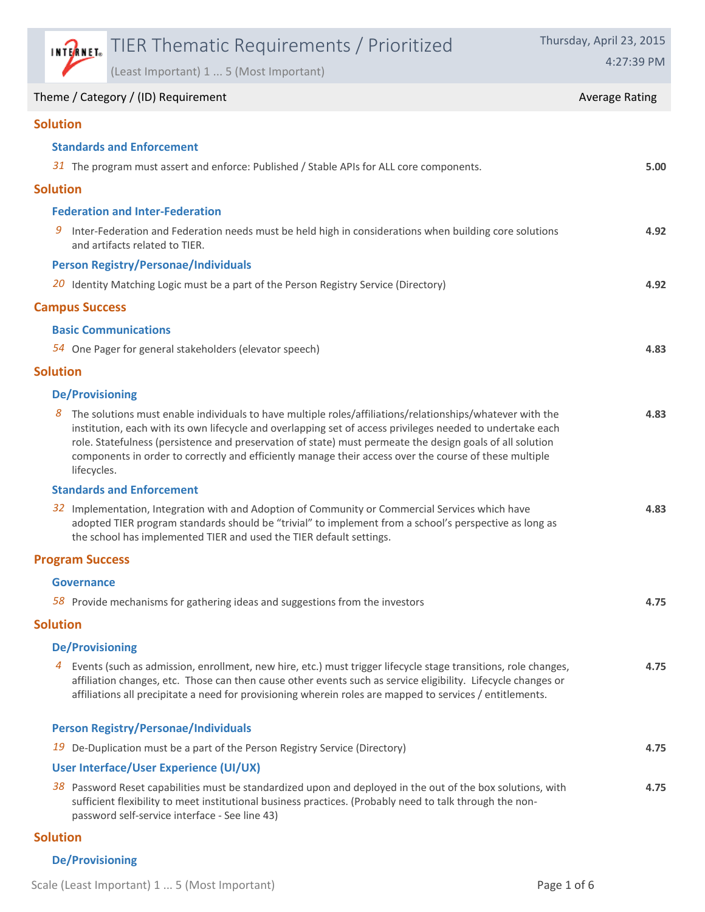# TIER Thematic Requirements / Prioritized

(Least Important) 1 ... 5 (Most Important)

Thursday, April 23, 2015
4:27:39 PM

| Theme / Category / (ID) Requirement | Average Rating |
|---|---|

## Solution

### Standards and Enforcement

*31* The program must assert and enforce: Published / Stable APIs for ALL core components. **5.00**

## Solution

### Federation and Inter-Federation

*9* Inter-Federation and Federation needs must be held high in considerations when building core solutions and artifacts related to TIER. **4.92**

### Person Registry/Personae/Individuals

*20* Identity Matching Logic must be a part of the Person Registry Service (Directory) **4.92**

## Campus Success

### Basic Communications

*54* One Pager for general stakeholders (elevator speech) **4.83**

## Solution

### De/Provisioning

*8* The solutions must enable individuals to have multiple roles/affiliations/relationships/whatever with the institution, each with its own lifecycle and overlapping set of access privileges needed to undertake each role. Statefulness (persistence and preservation of state) must permeate the design goals of all solution components in order to correctly and efficiently manage their access over the course of these multiple lifecycles. **4.83**

### Standards and Enforcement

*32* Implementation, Integration with and Adoption of Community or Commercial Services which have adopted TIER program standards should be "trivial" to implement from a school's perspective as long as the school has implemented TIER and used the TIER default settings. **4.83**

## Program Success

### Governance

*58* Provide mechanisms for gathering ideas and suggestions from the investors **4.75**

## Solution

### De/Provisioning

*4* Events (such as admission, enrollment, new hire, etc.) must trigger lifecycle stage transitions, role changes, affiliation changes, etc. Those can then cause other events such as service eligibility. Lifecycle changes or affiliations all precipitate a need for provisioning wherein roles are mapped to services / entitlements. **4.75**

### Person Registry/Personae/Individuals

*19* De-Duplication must be a part of the Person Registry Service (Directory) **4.75**

### User Interface/User Experience (UI/UX)

*38* Password Reset capabilities must be standardized upon and deployed in the out of the box solutions, with sufficient flexibility to meet institutional business practices. (Probably need to talk through the non-password self-service interface - See line 43) **4.75**

## Solution

### De/Provisioning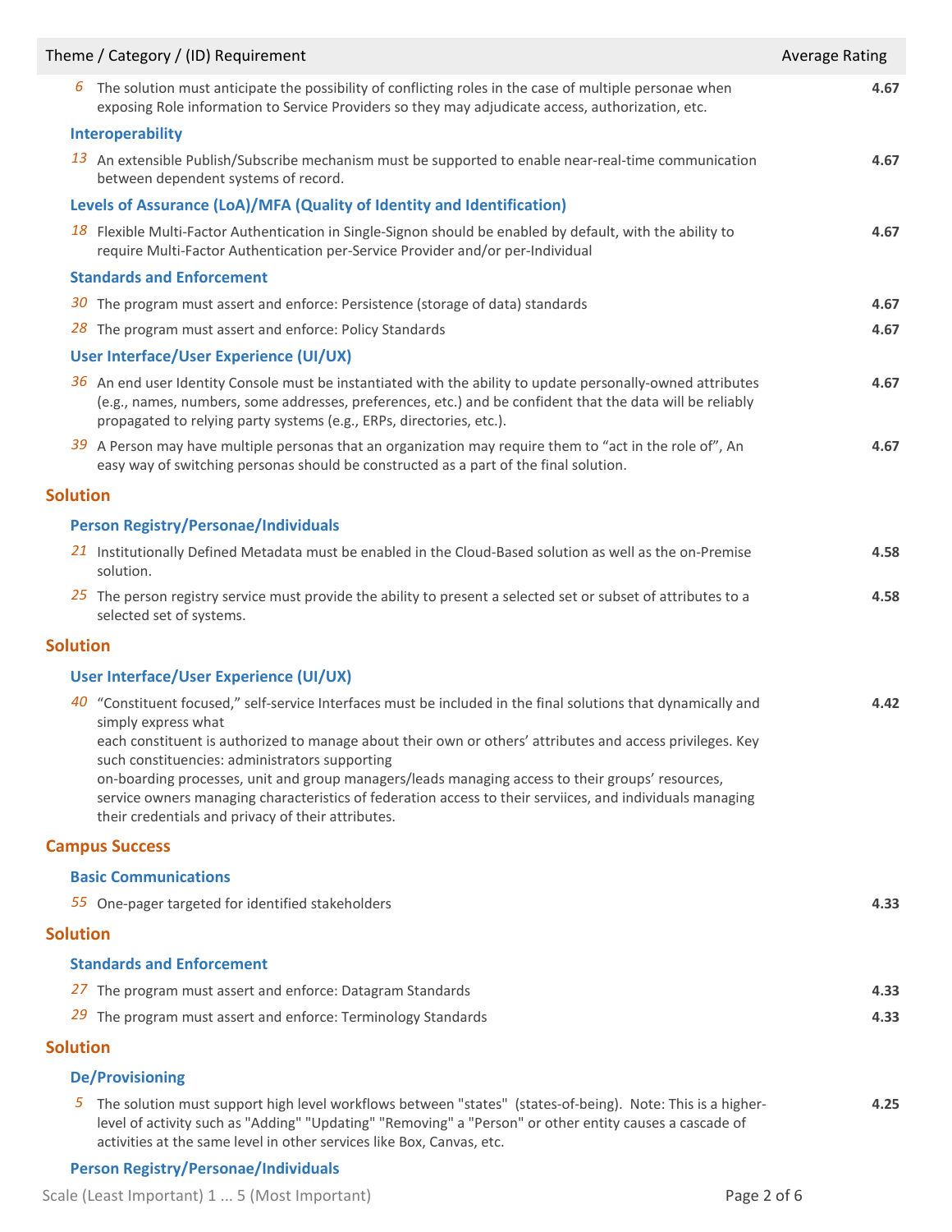| Theme / Category / (ID) Requirement | Average Rating |
| --- | --- |
| *6* The solution must anticipate the possibility of conflicting roles in the case of multiple personae when exposing Role information to Service Providers so they may adjudicate access, authorization, etc. | **4.67** |
| **Interoperability** | |
| *13* An extensible Publish/Subscribe mechanism must be supported to enable near-real-time communication between dependent systems of record. | **4.67** |
| **Levels of Assurance (LoA)/MFA (Quality of Identity and Identification)** | |
| *18* Flexible Multi-Factor Authentication in Single-Signon should be enabled by default, with the ability to require Multi-Factor Authentication per-Service Provider and/or per-Individual | **4.67** |
| **Standards and Enforcement** | |
| *30* The program must assert and enforce: Persistence (storage of data) standards | **4.67** |
| *28* The program must assert and enforce: Policy Standards | **4.67** |
| **User Interface/User Experience (UI/UX)** | |
| *36* An end user Identity Console must be instantiated with the ability to update personally-owned attributes (e.g., names, numbers, some addresses, preferences, etc.) and be confident that the data will be reliably propagated to relying party systems (e.g., ERPs, directories, etc.). | **4.67** |
| *39* A Person may have multiple personas that an organization may require them to "act in the role of", An easy way of switching personas should be constructed as a part of the final solution. | **4.67** |
| **Solution** | |
| **Person Registry/Personae/Individuals** | |
| *21* Institutionally Defined Metadata must be enabled in the Cloud-Based solution as well as the on-Premise solution. | **4.58** |
| *25* The person registry service must provide the ability to present a selected set or subset of attributes to a selected set of systems. | **4.58** |
| **Solution** | |
| **User Interface/User Experience (UI/UX)** | |
| *40* "Constituent focused," self-service Interfaces must be included in the final solutions that dynamically and simply express what each constituent is authorized to manage about their own or others' attributes and access privileges. Key such constituencies: administrators supporting on-boarding processes, unit and group managers/leads managing access to their groups' resources, service owners managing characteristics of federation access to their serviices, and individuals managing their credentials and privacy of their attributes. | **4.42** |
| **Campus Success** | |
| **Basic Communications** | |
| *55* One-pager targeted for identified stakeholders | **4.33** |
| **Solution** | |
| **Standards and Enforcement** | |
| *27* The program must assert and enforce: Datagram Standards | **4.33** |
| *29* The program must assert and enforce: Terminology Standards | **4.33** |
| **Solution** | |
| **De/Provisioning** | |
| *5* The solution must support high level workflows between "states" (states-of-being). Note: This is a higher-level of activity such as "Adding" "Updating" "Removing" a "Person" or other entity causes a cascade of activities at the same level in other services like Box, Canvas, etc. | **4.25** |
| **Person Registry/Personae/Individuals** | |

Scale (Least Important) 1 ... 5 (Most Important)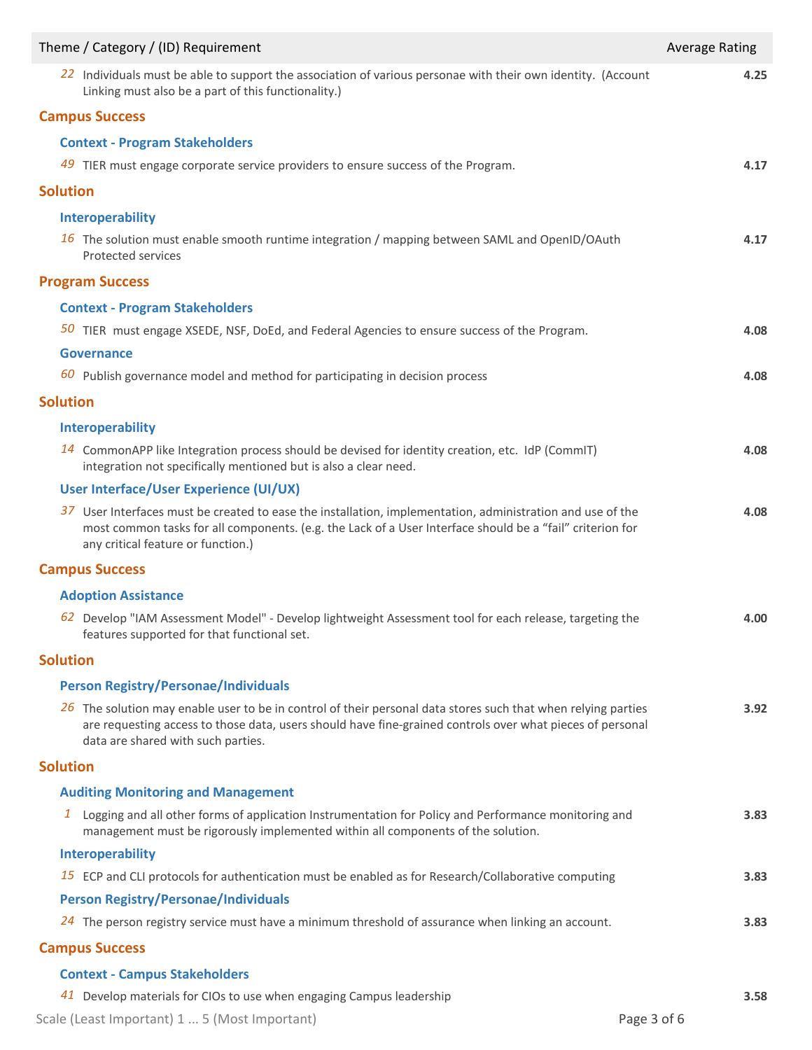| Theme / Category / (ID) Requirement | Average Rating |
| --- | --- |
| 22 Individuals must be able to support the association of various personae with their own identity. (Account Linking must also be a part of this functionality.) | **4.25** |
| **Campus Success** | |
| **Context - Program Stakeholders** | |
| 49 TIER must engage corporate service providers to ensure success of the Program. | **4.17** |
| **Solution** | |
| **Interoperability** | |
| 16 The solution must enable smooth runtime integration / mapping between SAML and OpenID/OAuth Protected services | **4.17** |
| **Program Success** | |
| **Context - Program Stakeholders** | |
| 50 TIER must engage XSEDE, NSF, DoEd, and Federal Agencies to ensure success of the Program. | **4.08** |
| **Governance** | |
| 60 Publish governance model and method for participating in decision process | **4.08** |
| **Solution** | |
| **Interoperability** | |
| 14 CommonAPP like Integration process should be devised for identity creation, etc. IdP (CommIT) integration not specifically mentioned but is also a clear need. | **4.08** |
| **User Interface/User Experience (UI/UX)** | |
| 37 User Interfaces must be created to ease the installation, implementation, administration and use of the most common tasks for all components. (e.g. the Lack of a User Interface should be a "fail" criterion for any critical feature or function.) | **4.08** |
| **Campus Success** | |
| **Adoption Assistance** | |
| 62 Develop "IAM Assessment Model" - Develop lightweight Assessment tool for each release, targeting the features supported for that functional set. | **4.00** |
| **Solution** | |
| **Person Registry/Personae/Individuals** | |
| 26 The solution may enable user to be in control of their personal data stores such that when relying parties are requesting access to those data, users should have fine-grained controls over what pieces of personal data are shared with such parties. | **3.92** |
| **Solution** | |
| **Auditing Monitoring and Management** | |
| 1 Logging and all other forms of application Instrumentation for Policy and Performance monitoring and management must be rigorously implemented within all components of the solution. | **3.83** |
| **Interoperability** | |
| 15 ECP and CLI protocols for authentication must be enabled as for Research/Collaborative computing | **3.83** |
| **Person Registry/Personae/Individuals** | |
| 24 The person registry service must have a minimum threshold of assurance when linking an account. | **3.83** |
| **Campus Success** | |
| **Context - Campus Stakeholders** | |
| 41 Develop materials for CIOs to use when engaging Campus leadership | **3.58** |

Scale (Least Important) 1 ... 5 (Most Important)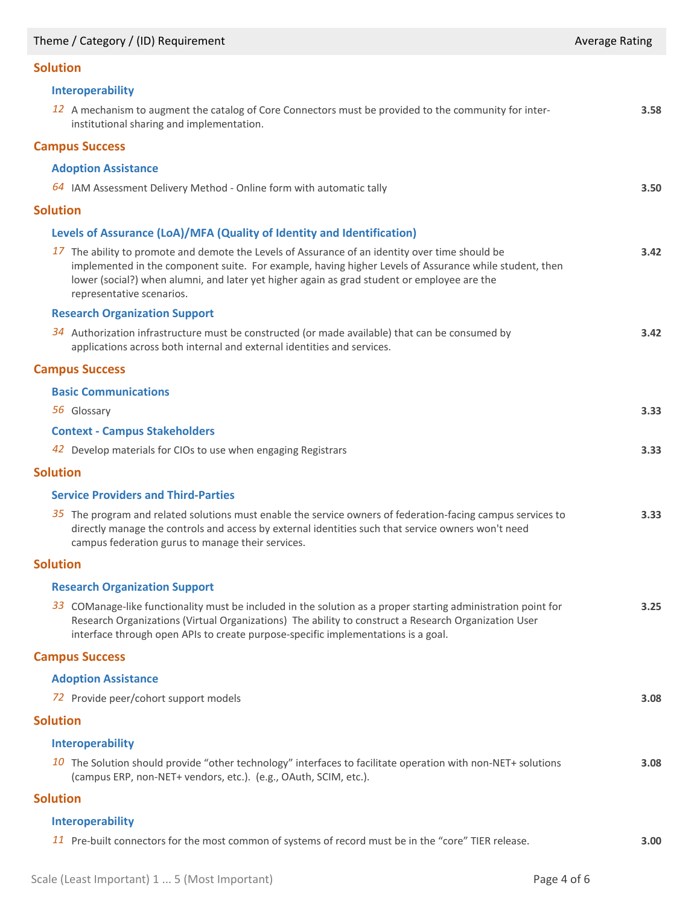| Theme / Category / (ID) Requirement | Average Rating |
|---|---|
| **Solution** | |
| **Interoperability** | |
| *12* A mechanism to augment the catalog of Core Connectors must be provided to the community for inter-institutional sharing and implementation. | **3.58** |
| **Campus Success** | |
| **Adoption Assistance** | |
| *64* IAM Assessment Delivery Method - Online form with automatic tally | **3.50** |
| **Solution** | |
| **Levels of Assurance (LoA)/MFA (Quality of Identity and Identification)** | |
| *17* The ability to promote and demote the Levels of Assurance of an identity over time should be implemented in the component suite. For example, having higher Levels of Assurance while student, then lower (social?) when alumni, and later yet higher again as grad student or employee are the representative scenarios. | **3.42** |
| **Research Organization Support** | |
| *34* Authorization infrastructure must be constructed (or made available) that can be consumed by applications across both internal and external identities and services. | **3.42** |
| **Campus Success** | |
| **Basic Communications** | |
| *56* Glossary | **3.33** |
| **Context - Campus Stakeholders** | |
| *42* Develop materials for CIOs to use when engaging Registrars | **3.33** |
| **Solution** | |
| **Service Providers and Third-Parties** | |
| *35* The program and related solutions must enable the service owners of federation-facing campus services to directly manage the controls and access by external identities such that service owners won't need campus federation gurus to manage their services. | **3.33** |
| **Solution** | |
| **Research Organization Support** | |
| *33* COManage-like functionality must be included in the solution as a proper starting administration point for Research Organizations (Virtual Organizations) The ability to construct a Research Organization User interface through open APIs to create purpose-specific implementations is a goal. | **3.25** |
| **Campus Success** | |
| **Adoption Assistance** | |
| *72* Provide peer/cohort support models | **3.08** |
| **Solution** | |
| **Interoperability** | |
| *10* The Solution should provide "other technology" interfaces to facilitate operation with non-NET+ solutions (campus ERP, non-NET+ vendors, etc.). (e.g., OAuth, SCIM, etc.). | **3.08** |
| **Solution** | |
| **Interoperability** | |
| *11* Pre-built connectors for the most common of systems of record must be in the "core" TIER release. | **3.00** |

Scale (Least Important) 1 ... 5 (Most Important)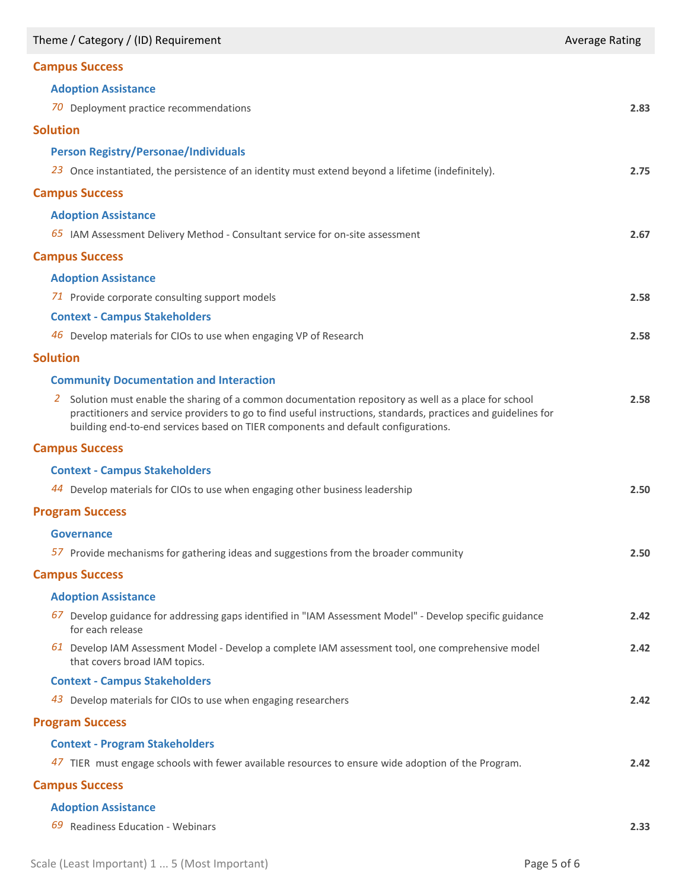| Theme / Category / (ID) Requirement | Average Rating |
|---|---|
| **Campus Success** | |
| **Adoption Assistance** | |
| *70* Deployment practice recommendations | **2.83** |
| **Solution** | |
| **Person Registry/Personae/Individuals** | |
| *23* Once instantiated, the persistence of an identity must extend beyond a lifetime (indefinitely). | **2.75** |
| **Campus Success** | |
| **Adoption Assistance** | |
| *65* IAM Assessment Delivery Method - Consultant service for on-site assessment | **2.67** |
| **Campus Success** | |
| **Adoption Assistance** | |
| *71* Provide corporate consulting support models | **2.58** |
| **Context - Campus Stakeholders** | |
| *46* Develop materials for CIOs to use when engaging VP of Research | **2.58** |
| **Solution** | |
| **Community Documentation and Interaction** | |
| *2* Solution must enable the sharing of a common documentation repository as well as a place for school practitioners and service providers to go to find useful instructions, standards, practices and guidelines for building end-to-end services based on TIER components and default configurations. | **2.58** |
| **Campus Success** | |
| **Context - Campus Stakeholders** | |
| *44* Develop materials for CIOs to use when engaging other business leadership | **2.50** |
| **Program Success** | |
| **Governance** | |
| *57* Provide mechanisms for gathering ideas and suggestions from the broader community | **2.50** |
| **Campus Success** | |
| **Adoption Assistance** | |
| *67* Develop guidance for addressing gaps identified in "IAM Assessment Model" - Develop specific guidance for each release | **2.42** |
| *61* Develop IAM Assessment Model - Develop a complete IAM assessment tool, one comprehensive model that covers broad IAM topics. | **2.42** |
| **Context - Campus Stakeholders** | |
| *43* Develop materials for CIOs to use when engaging researchers | **2.42** |
| **Program Success** | |
| **Context - Program Stakeholders** | |
| *47* TIER must engage schools with fewer available resources to ensure wide adoption of the Program. | **2.42** |
| **Campus Success** | |
| **Adoption Assistance** | |
| *69* Readiness Education - Webinars | **2.33** |

Scale (Least Important) 1 ... 5 (Most Important)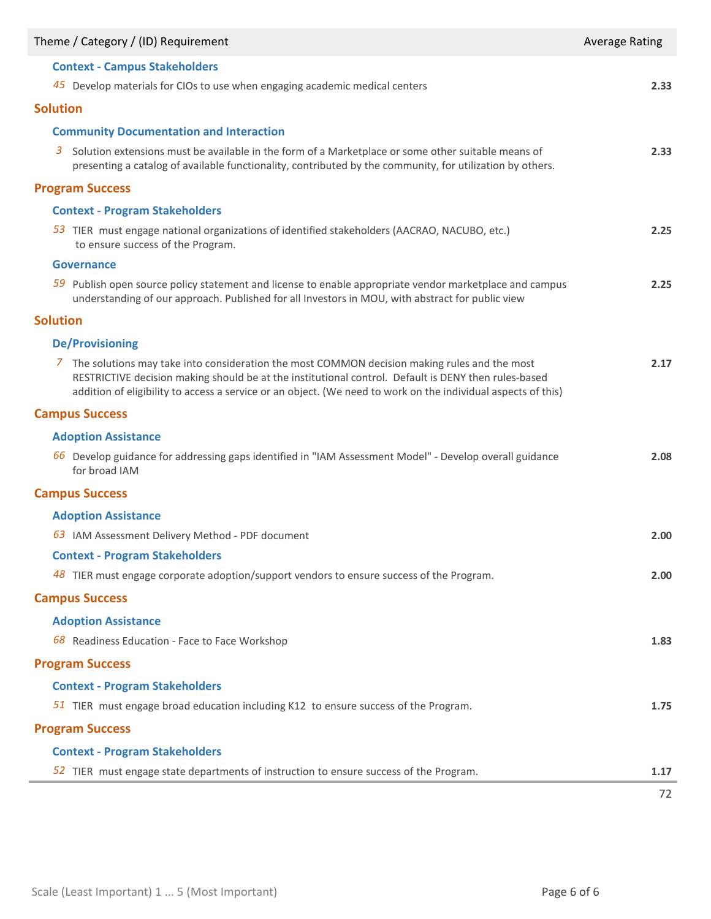| Theme / Category / (ID) Requirement | Average Rating |
| --- | --- |
| **Context - Campus Stakeholders** | |
| *45* Develop materials for CIOs to use when engaging academic medical centers | **2.33** |
| **Solution** | |
| **Community Documentation and Interaction** | |
| *3* Solution extensions must be available in the form of a Marketplace or some other suitable means of presenting a catalog of available functionality, contributed by the community, for utilization by others. | **2.33** |
| **Program Success** | |
| **Context - Program Stakeholders** | |
| *53* TIER must engage national organizations of identified stakeholders (AACRAO, NACUBO, etc.) to ensure success of the Program. | **2.25** |
| **Governance** | |
| *59* Publish open source policy statement and license to enable appropriate vendor marketplace and campus understanding of our approach. Published for all Investors in MOU, with abstract for public view | **2.25** |
| **Solution** | |
| **De/Provisioning** | |
| *7* The solutions may take into consideration the most COMMON decision making rules and the most RESTRICTIVE decision making should be at the institutional control. Default is DENY then rules-based addition of eligibility to access a service or an object. (We need to work on the individual aspects of this) | **2.17** |
| **Campus Success** | |
| **Adoption Assistance** | |
| *66* Develop guidance for addressing gaps identified in "IAM Assessment Model" - Develop overall guidance for broad IAM | **2.08** |
| **Campus Success** | |
| **Adoption Assistance** | |
| *63* IAM Assessment Delivery Method - PDF document | **2.00** |
| **Context - Program Stakeholders** | |
| *48* TIER must engage corporate adoption/support vendors to ensure success of the Program. | **2.00** |
| **Campus Success** | |
| **Adoption Assistance** | |
| *68* Readiness Education - Face to Face Workshop | **1.83** |
| **Program Success** | |
| **Context - Program Stakeholders** | |
| *51* TIER must engage broad education including K12 to ensure success of the Program. | **1.75** |
| **Program Success** | |
| **Context - Program Stakeholders** | |
| *52* TIER must engage state departments of instruction to ensure success of the Program. | **1.17** |

72

Scale (Least Important) 1 ... 5 (Most Important)